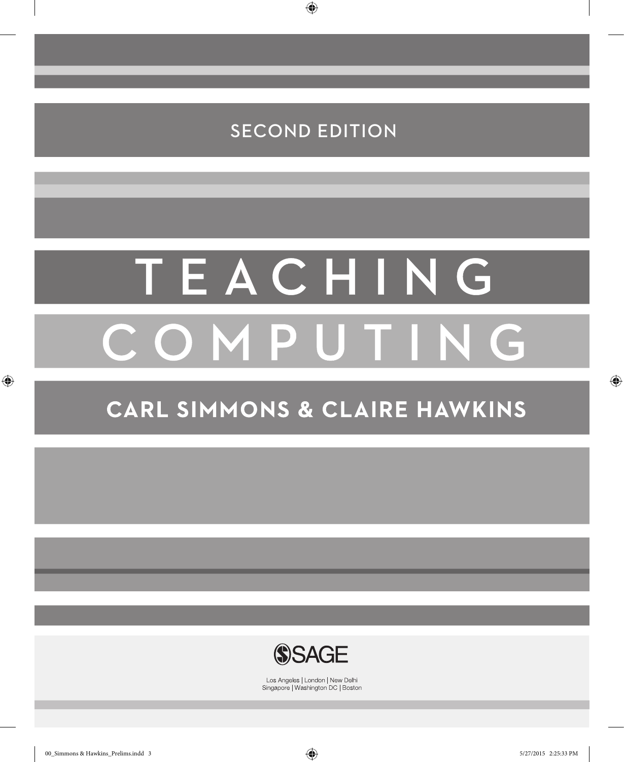SECOND EDITION

# TEACHING COMPUTING

## CARL SIMMONS & CLAIRE HAWKINS

SAGE

Los Angeles | London | New Delhi
Singapore | Washington DC | Boston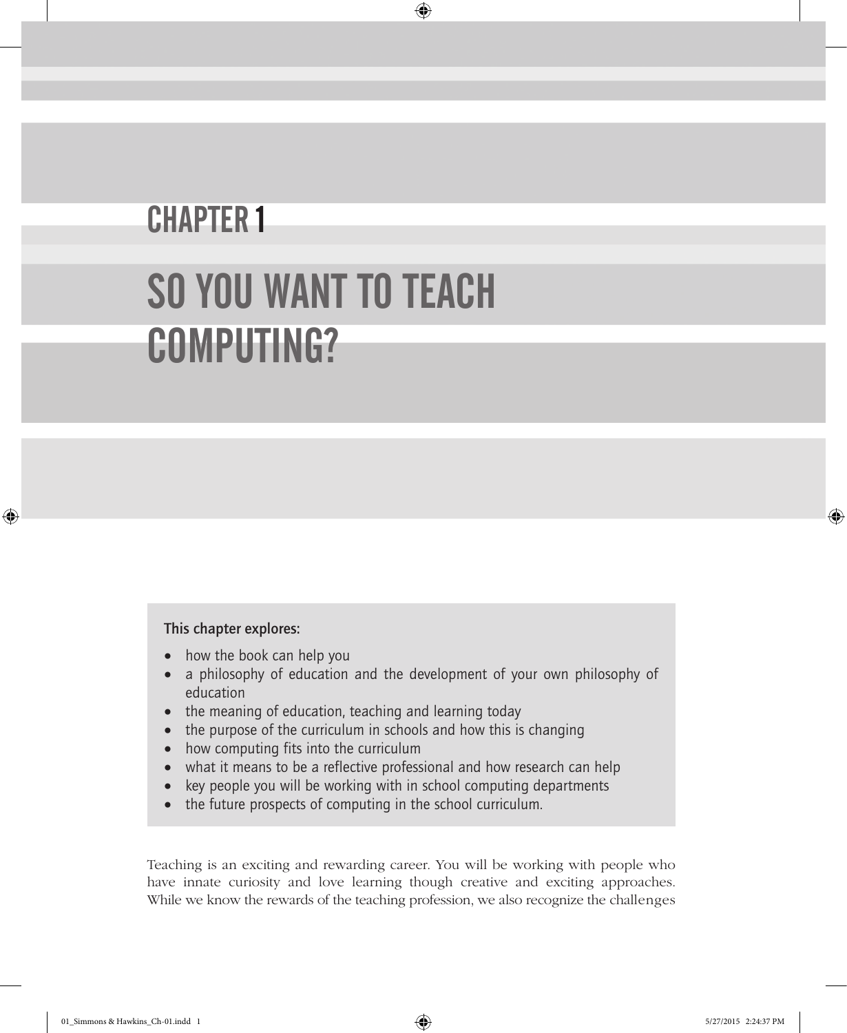# CHAPTER 1

# SO YOU WANT TO TEACH COMPUTING?

**This chapter explores:**

- how the book can help you
- a philosophy of education and the development of your own philosophy of education
- the meaning of education, teaching and learning today
- the purpose of the curriculum in schools and how this is changing
- how computing fits into the curriculum
- what it means to be a reflective professional and how research can help
- key people you will be working with in school computing departments
- the future prospects of computing in the school curriculum.

Teaching is an exciting and rewarding career. You will be working with people who have innate curiosity and love learning though creative and exciting approaches. While we know the rewards of the teaching profession, we also recognize the challenges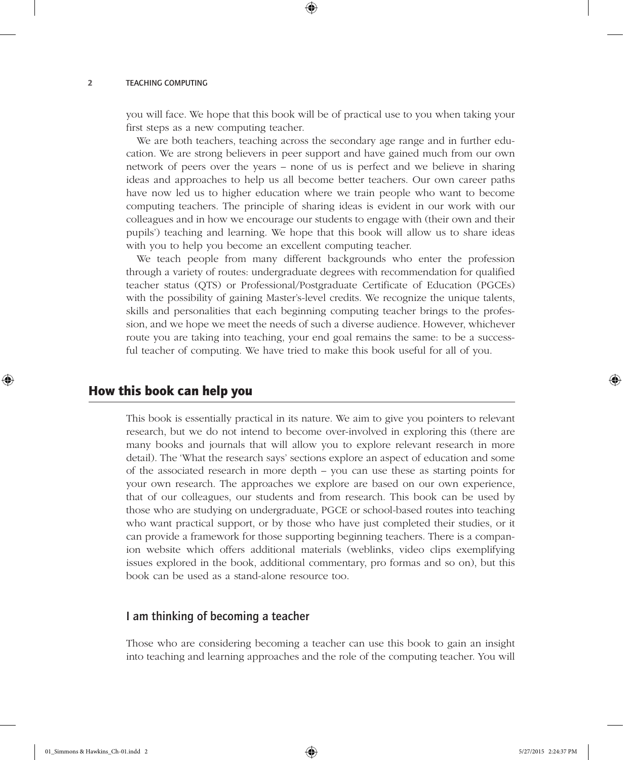you will face. We hope that this book will be of practical use to you when taking your first steps as a new computing teacher.

We are both teachers, teaching across the secondary age range and in further education. We are strong believers in peer support and have gained much from our own network of peers over the years – none of us is perfect and we believe in sharing ideas and approaches to help us all become better teachers. Our own career paths have now led us to higher education where we train people who want to become computing teachers. The principle of sharing ideas is evident in our work with our colleagues and in how we encourage our students to engage with (their own and their pupils') teaching and learning. We hope that this book will allow us to share ideas with you to help you become an excellent computing teacher.

We teach people from many different backgrounds who enter the profession through a variety of routes: undergraduate degrees with recommendation for qualified teacher status (QTS) or Professional/Postgraduate Certificate of Education (PGCEs) with the possibility of gaining Master's-level credits. We recognize the unique talents, skills and personalities that each beginning computing teacher brings to the profession, and we hope we meet the needs of such a diverse audience. However, whichever route you are taking into teaching, your end goal remains the same: to be a successful teacher of computing. We have tried to make this book useful for all of you.

## How this book can help you

This book is essentially practical in its nature. We aim to give you pointers to relevant research, but we do not intend to become over-involved in exploring this (there are many books and journals that will allow you to explore relevant research in more detail). The 'What the research says' sections explore an aspect of education and some of the associated research in more depth – you can use these as starting points for your own research. The approaches we explore are based on our own experience, that of our colleagues, our students and from research. This book can be used by those who are studying on undergraduate, PGCE or school-based routes into teaching who want practical support, or by those who have just completed their studies, or it can provide a framework for those supporting beginning teachers. There is a companion website which offers additional materials (weblinks, video clips exemplifying issues explored in the book, additional commentary, pro formas and so on), but this book can be used as a stand-alone resource too.

### I am thinking of becoming a teacher

Those who are considering becoming a teacher can use this book to gain an insight into teaching and learning approaches and the role of the computing teacher. You will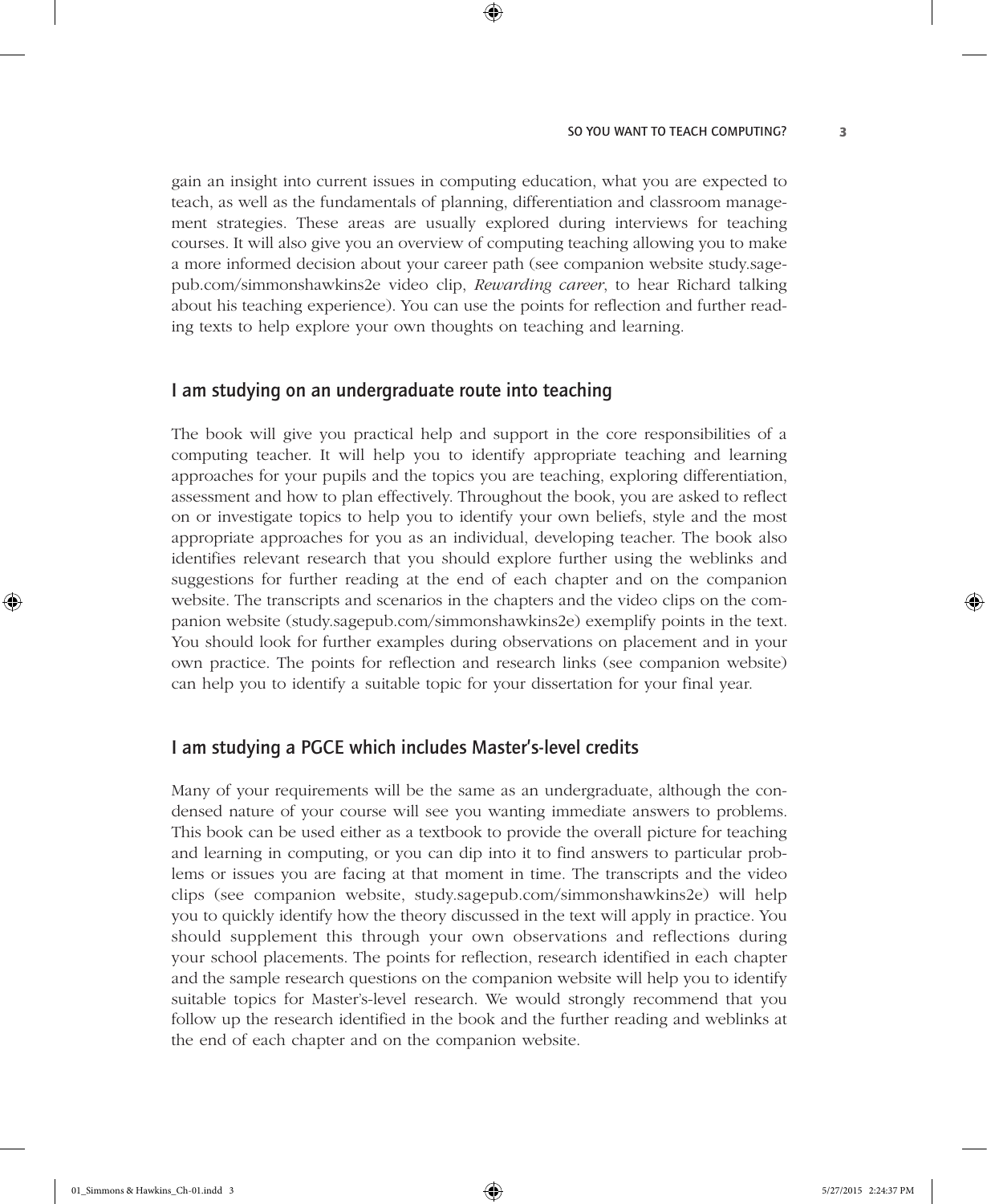gain an insight into current issues in computing education, what you are expected to teach, as well as the fundamentals of planning, differentiation and classroom management strategies. These areas are usually explored during interviews for teaching courses. It will also give you an overview of computing teaching allowing you to make a more informed decision about your career path (see companion website study.sagepub.com/simmonshawkins2e video clip, *Rewarding career*, to hear Richard talking about his teaching experience). You can use the points for reflection and further reading texts to help explore your own thoughts on teaching and learning.

## I am studying on an undergraduate route into teaching

The book will give you practical help and support in the core responsibilities of a computing teacher. It will help you to identify appropriate teaching and learning approaches for your pupils and the topics you are teaching, exploring differentiation, assessment and how to plan effectively. Throughout the book, you are asked to reflect on or investigate topics to help you to identify your own beliefs, style and the most appropriate approaches for you as an individual, developing teacher. The book also identifies relevant research that you should explore further using the weblinks and suggestions for further reading at the end of each chapter and on the companion website. The transcripts and scenarios in the chapters and the video clips on the companion website (study.sagepub.com/simmonshawkins2e) exemplify points in the text. You should look for further examples during observations on placement and in your own practice. The points for reflection and research links (see companion website) can help you to identify a suitable topic for your dissertation for your final year.

## I am studying a PGCE which includes Master's-level credits

Many of your requirements will be the same as an undergraduate, although the condensed nature of your course will see you wanting immediate answers to problems. This book can be used either as a textbook to provide the overall picture for teaching and learning in computing, or you can dip into it to find answers to particular problems or issues you are facing at that moment in time. The transcripts and the video clips (see companion website, study.sagepub.com/simmonshawkins2e) will help you to quickly identify how the theory discussed in the text will apply in practice. You should supplement this through your own observations and reflections during your school placements. The points for reflection, research identified in each chapter and the sample research questions on the companion website will help you to identify suitable topics for Master's-level research. We would strongly recommend that you follow up the research identified in the book and the further reading and weblinks at the end of each chapter and on the companion website.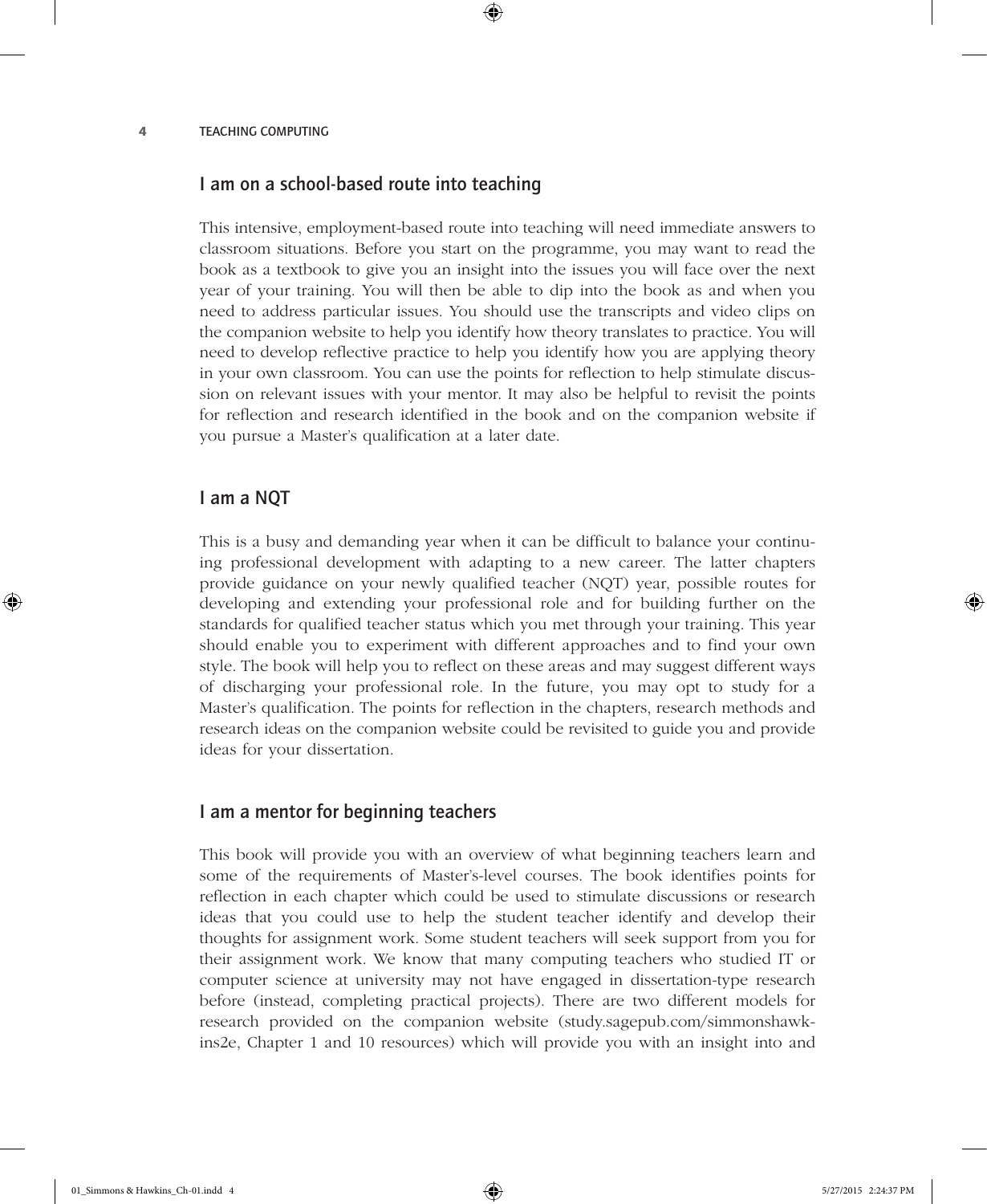## I am on a school-based route into teaching

This intensive, employment-based route into teaching will need immediate answers to classroom situations. Before you start on the programme, you may want to read the book as a textbook to give you an insight into the issues you will face over the next year of your training. You will then be able to dip into the book as and when you need to address particular issues. You should use the transcripts and video clips on the companion website to help you identify how theory translates to practice. You will need to develop reflective practice to help you identify how you are applying theory in your own classroom. You can use the points for reflection to help stimulate discussion on relevant issues with your mentor. It may also be helpful to revisit the points for reflection and research identified in the book and on the companion website if you pursue a Master's qualification at a later date.

## I am a NQT

This is a busy and demanding year when it can be difficult to balance your continuing professional development with adapting to a new career. The latter chapters provide guidance on your newly qualified teacher (NQT) year, possible routes for developing and extending your professional role and for building further on the standards for qualified teacher status which you met through your training. This year should enable you to experiment with different approaches and to find your own style. The book will help you to reflect on these areas and may suggest different ways of discharging your professional role. In the future, you may opt to study for a Master's qualification. The points for reflection in the chapters, research methods and research ideas on the companion website could be revisited to guide you and provide ideas for your dissertation.

## I am a mentor for beginning teachers

This book will provide you with an overview of what beginning teachers learn and some of the requirements of Master's-level courses. The book identifies points for reflection in each chapter which could be used to stimulate discussions or research ideas that you could use to help the student teacher identify and develop their thoughts for assignment work. Some student teachers will seek support from you for their assignment work. We know that many computing teachers who studied IT or computer science at university may not have engaged in dissertation-type research before (instead, completing practical projects). There are two different models for research provided on the companion website (study.sagepub.com/simmonshawkins2e, Chapter 1 and 10 resources) which will provide you with an insight into and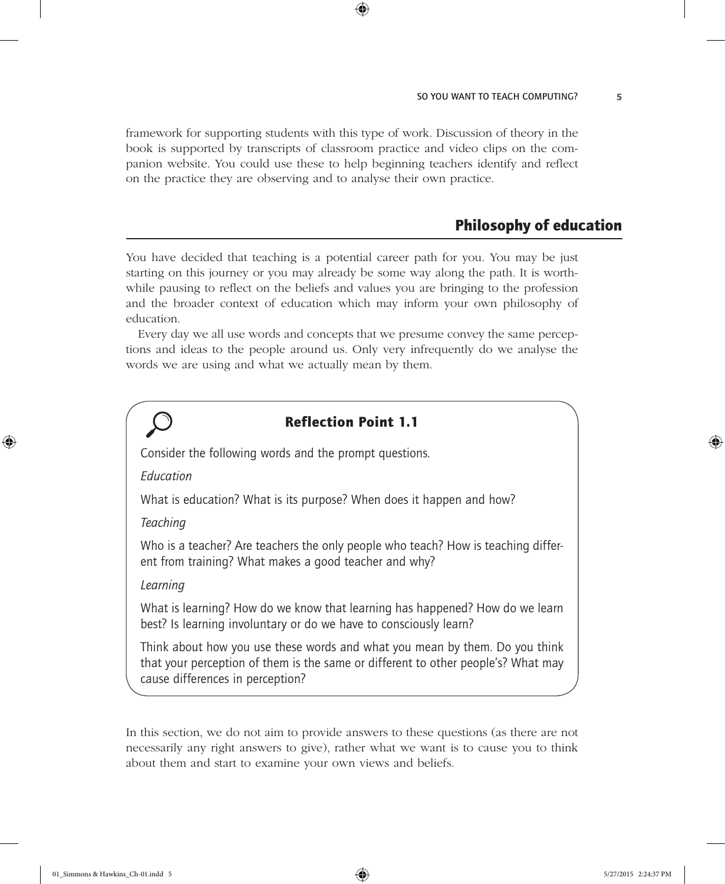framework for supporting students with this type of work. Discussion of theory in the book is supported by transcripts of classroom practice and video clips on the companion website. You could use these to help beginning teachers identify and reflect on the practice they are observing and to analyse their own practice.

## Philosophy of education

You have decided that teaching is a potential career path for you. You may be just starting on this journey or you may already be some way along the path. It is worthwhile pausing to reflect on the beliefs and values you are bringing to the profession and the broader context of education which may inform your own philosophy of education.

Every day we all use words and concepts that we presume convey the same perceptions and ideas to the people around us. Only very infrequently do we analyse the words we are using and what we actually mean by them.

### Reflection Point 1.1

Consider the following words and the prompt questions.

*Education*

What is education? What is its purpose? When does it happen and how?

*Teaching*

Who is a teacher? Are teachers the only people who teach? How is teaching different from training? What makes a good teacher and why?

*Learning*

What is learning? How do we know that learning has happened? How do we learn best? Is learning involuntary or do we have to consciously learn?

Think about how you use these words and what you mean by them. Do you think that your perception of them is the same or different to other people's? What may cause differences in perception?

In this section, we do not aim to provide answers to these questions (as there are not necessarily any right answers to give), rather what we want is to cause you to think about them and start to examine your own views and beliefs.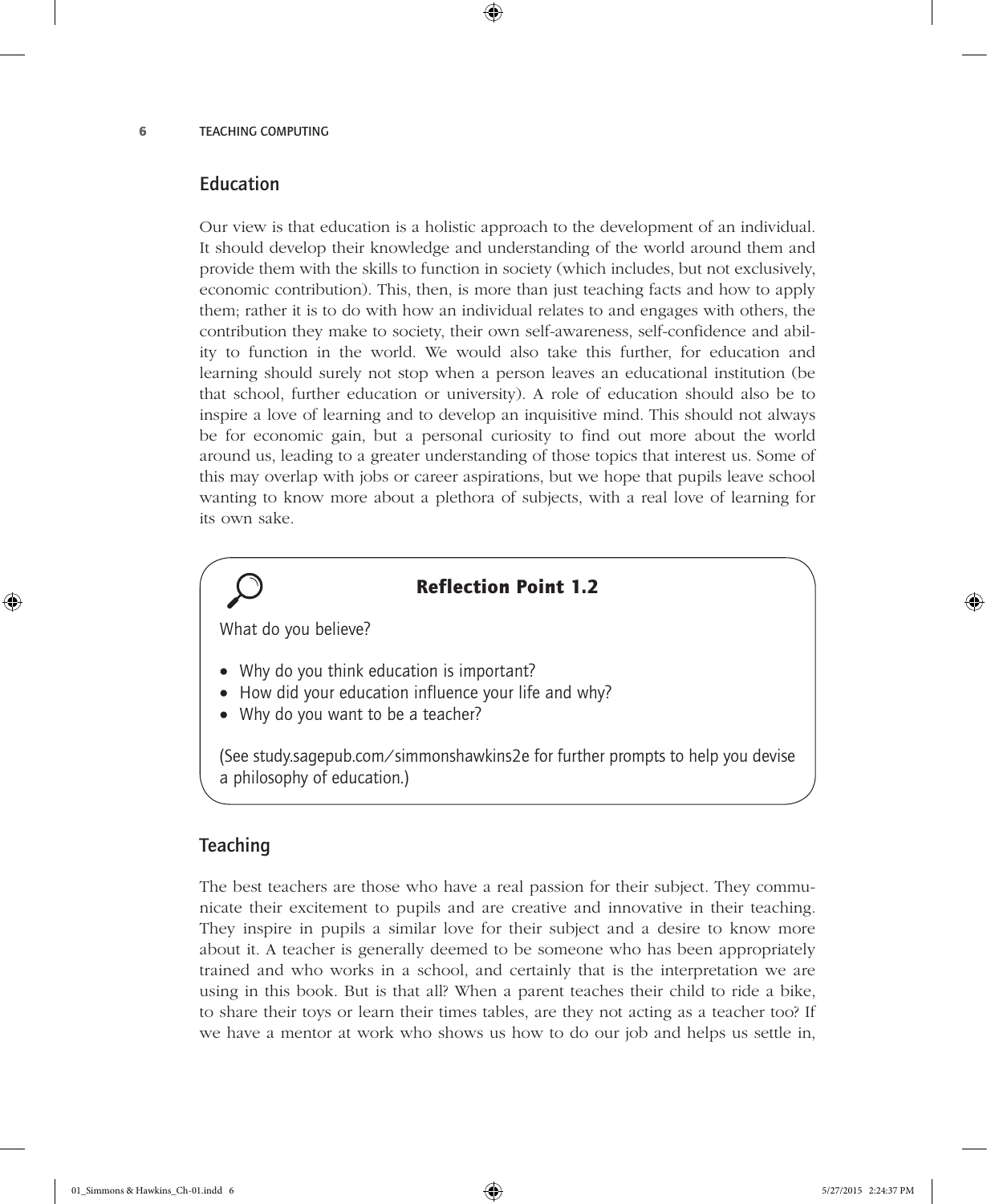## Education

Our view is that education is a holistic approach to the development of an individual. It should develop their knowledge and understanding of the world around them and provide them with the skills to function in society (which includes, but not exclusively, economic contribution). This, then, is more than just teaching facts and how to apply them; rather it is to do with how an individual relates to and engages with others, the contribution they make to society, their own self-awareness, self-confidence and ability to function in the world. We would also take this further, for education and learning should surely not stop when a person leaves an educational institution (be that school, further education or university). A role of education should also be to inspire a love of learning and to develop an inquisitive mind. This should not always be for economic gain, but a personal curiosity to find out more about the world around us, leading to a greater understanding of those topics that interest us. Some of this may overlap with jobs or career aspirations, but we hope that pupils leave school wanting to know more about a plethora of subjects, with a real love of learning for its own sake.

> ### Reflection Point 1.2
>
> What do you believe?
>
> - Why do you think education is important?
> - How did your education influence your life and why?
> - Why do you want to be a teacher?
>
> (See study.sagepub.com/simmonshawkins2e for further prompts to help you devise a philosophy of education.)

## Teaching

The best teachers are those who have a real passion for their subject. They communicate their excitement to pupils and are creative and innovative in their teaching. They inspire in pupils a similar love for their subject and a desire to know more about it. A teacher is generally deemed to be someone who has been appropriately trained and who works in a school, and certainly that is the interpretation we are using in this book. But is that all? When a parent teaches their child to ride a bike, to share their toys or learn their times tables, are they not acting as a teacher too? If we have a mentor at work who shows us how to do our job and helps us settle in,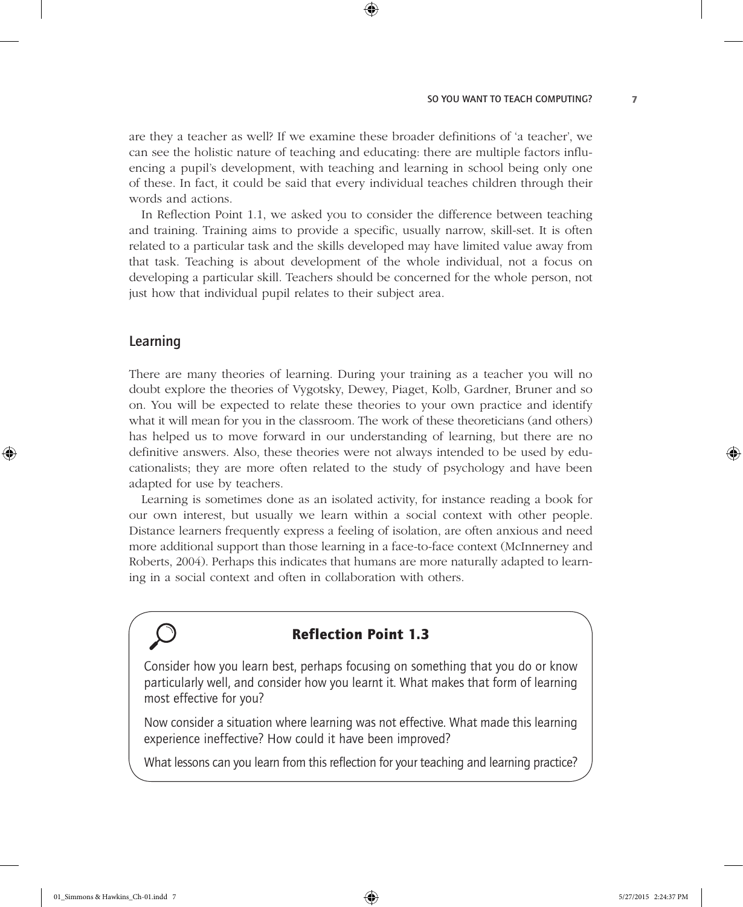are they a teacher as well? If we examine these broader definitions of 'a teacher', we can see the holistic nature of teaching and educating: there are multiple factors influencing a pupil's development, with teaching and learning in school being only one of these. In fact, it could be said that every individual teaches children through their words and actions.

In Reflection Point 1.1, we asked you to consider the difference between teaching and training. Training aims to provide a specific, usually narrow, skill-set. It is often related to a particular task and the skills developed may have limited value away from that task. Teaching is about development of the whole individual, not a focus on developing a particular skill. Teachers should be concerned for the whole person, not just how that individual pupil relates to their subject area.

## Learning

There are many theories of learning. During your training as a teacher you will no doubt explore the theories of Vygotsky, Dewey, Piaget, Kolb, Gardner, Bruner and so on. You will be expected to relate these theories to your own practice and identify what it will mean for you in the classroom. The work of these theoreticians (and others) has helped us to move forward in our understanding of learning, but there are no definitive answers. Also, these theories were not always intended to be used by educationalists; they are more often related to the study of psychology and have been adapted for use by teachers.

Learning is sometimes done as an isolated activity, for instance reading a book for our own interest, but usually we learn within a social context with other people. Distance learners frequently express a feeling of isolation, are often anxious and need more additional support than those learning in a face-to-face context (McInnerney and Roberts, 2004). Perhaps this indicates that humans are more naturally adapted to learning in a social context and often in collaboration with others.

### Reflection Point 1.3

Consider how you learn best, perhaps focusing on something that you do or know particularly well, and consider how you learnt it. What makes that form of learning most effective for you?

Now consider a situation where learning was not effective. What made this learning experience ineffective? How could it have been improved?

What lessons can you learn from this reflection for your teaching and learning practice?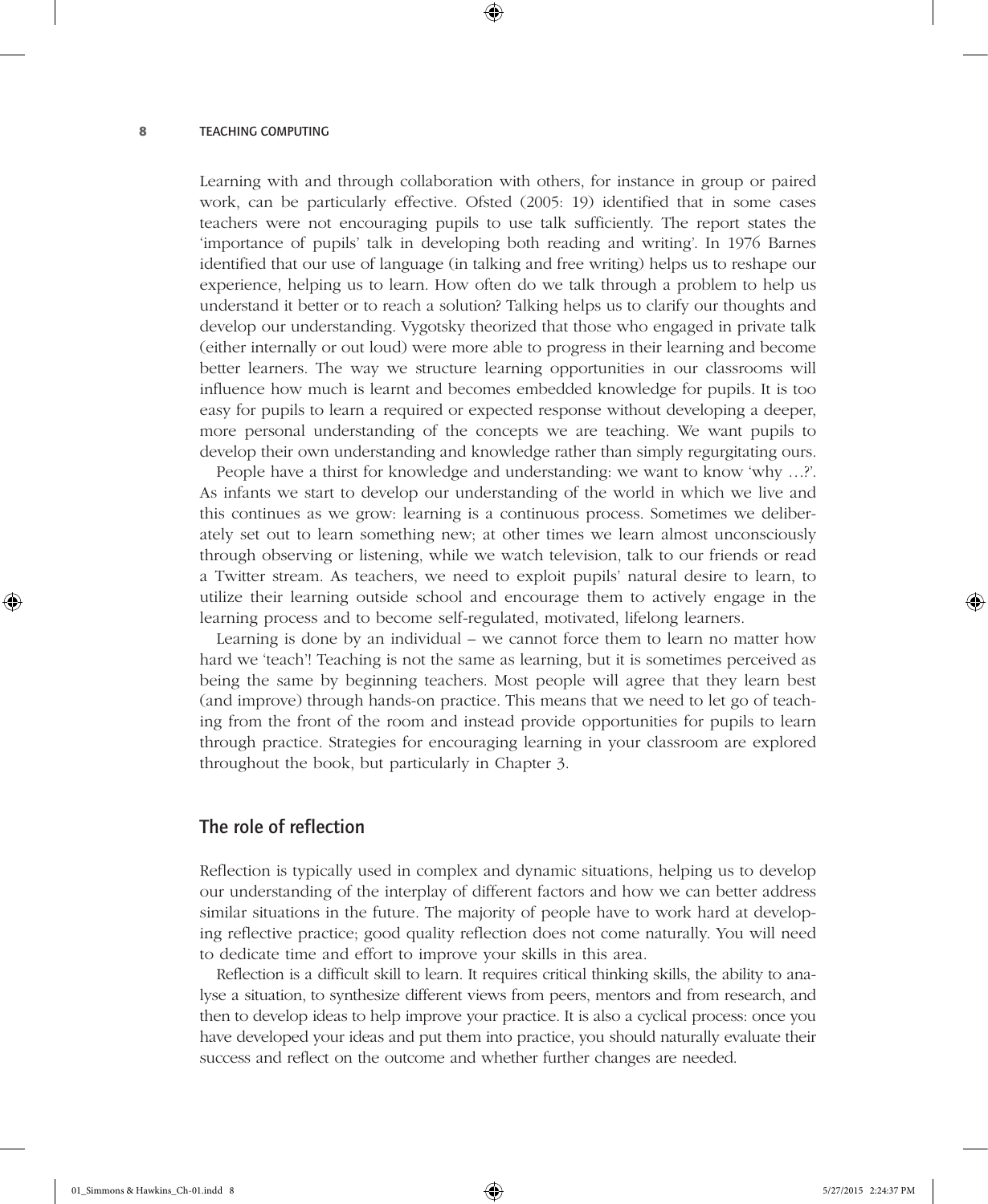Learning with and through collaboration with others, for instance in group or paired work, can be particularly effective. Ofsted (2005: 19) identified that in some cases teachers were not encouraging pupils to use talk sufficiently. The report states the 'importance of pupils' talk in developing both reading and writing'. In 1976 Barnes identified that our use of language (in talking and free writing) helps us to reshape our experience, helping us to learn. How often do we talk through a problem to help us understand it better or to reach a solution? Talking helps us to clarify our thoughts and develop our understanding. Vygotsky theorized that those who engaged in private talk (either internally or out loud) were more able to progress in their learning and become better learners. The way we structure learning opportunities in our classrooms will influence how much is learnt and becomes embedded knowledge for pupils. It is too easy for pupils to learn a required or expected response without developing a deeper, more personal understanding of the concepts we are teaching. We want pupils to develop their own understanding and knowledge rather than simply regurgitating ours.

People have a thirst for knowledge and understanding: we want to know 'why …?'. As infants we start to develop our understanding of the world in which we live and this continues as we grow: learning is a continuous process. Sometimes we deliberately set out to learn something new; at other times we learn almost unconsciously through observing or listening, while we watch television, talk to our friends or read a Twitter stream. As teachers, we need to exploit pupils' natural desire to learn, to utilize their learning outside school and encourage them to actively engage in the learning process and to become self-regulated, motivated, lifelong learners.

Learning is done by an individual – we cannot force them to learn no matter how hard we 'teach'! Teaching is not the same as learning, but it is sometimes perceived as being the same by beginning teachers. Most people will agree that they learn best (and improve) through hands-on practice. This means that we need to let go of teaching from the front of the room and instead provide opportunities for pupils to learn through practice. Strategies for encouraging learning in your classroom are explored throughout the book, but particularly in Chapter 3.

## The role of reflection

Reflection is typically used in complex and dynamic situations, helping us to develop our understanding of the interplay of different factors and how we can better address similar situations in the future. The majority of people have to work hard at developing reflective practice; good quality reflection does not come naturally. You will need to dedicate time and effort to improve your skills in this area.

Reflection is a difficult skill to learn. It requires critical thinking skills, the ability to analyse a situation, to synthesize different views from peers, mentors and from research, and then to develop ideas to help improve your practice. It is also a cyclical process: once you have developed your ideas and put them into practice, you should naturally evaluate their success and reflect on the outcome and whether further changes are needed.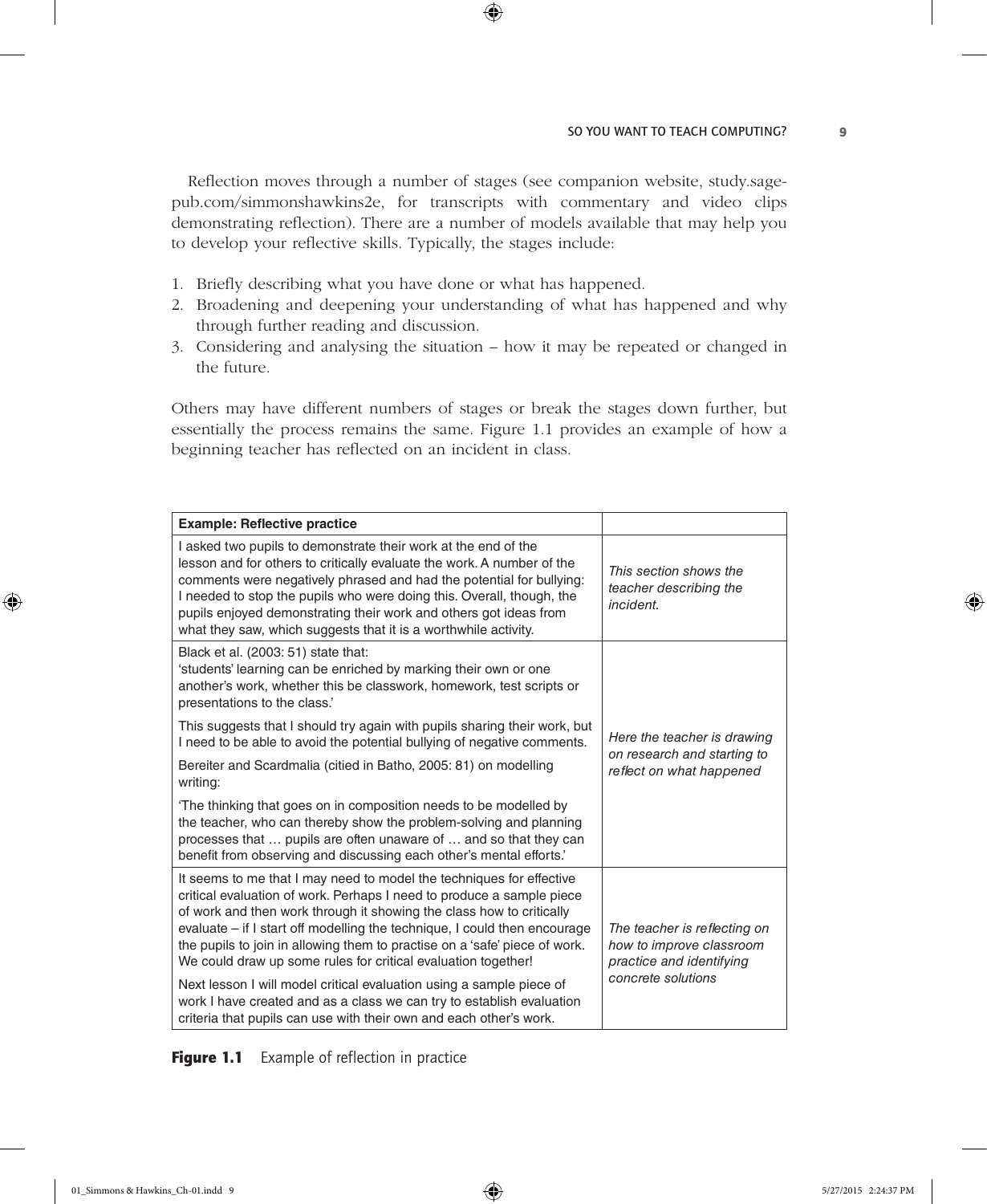Reflection moves through a number of stages (see companion website, study.sagepub.com/simmonshawkins2e, for transcripts with commentary and video clips demonstrating reflection). There are a number of models available that may help you to develop your reflective skills. Typically, the stages include:

1. Briefly describing what you have done or what has happened.
2. Broadening and deepening your understanding of what has happened and why through further reading and discussion.
3. Considering and analysing the situation – how it may be repeated or changed in the future.

Others may have different numbers of stages or break the stages down further, but essentially the process remains the same. Figure 1.1 provides an example of how a beginning teacher has reflected on an incident in class.

| **Example: Reflective practice** | |
|---|---|
| I asked two pupils to demonstrate their work at the end of the lesson and for others to critically evaluate the work. A number of the comments were negatively phrased and had the potential for bullying: I needed to stop the pupils who were doing this. Overall, though, the pupils enjoyed demonstrating their work and others got ideas from what they saw, which suggests that it is a worthwhile activity. | *This section shows the teacher describing the incident.* |
| Black et al. (2003: 51) state that: 'students' learning can be enriched by marking their own or one another's work, whether this be classwork, homework, test scripts or presentations to the class.' This suggests that I should try again with pupils sharing their work, but I need to be able to avoid the potential bullying of negative comments. Bereiter and Scardmalia (citied in Batho, 2005: 81) on modelling writing: 'The thinking that goes on in composition needs to be modelled by the teacher, who can thereby show the problem-solving and planning processes that … pupils are often unaware of … and so that they can benefit from observing and discussing each other's mental efforts.' | *Here the teacher is drawing on research and starting to reflect on what happened* |
| It seems to me that I may need to model the techniques for effective critical evaluation of work. Perhaps I need to produce a sample piece of work and then work through it showing the class how to critically evaluate – if I start off modelling the technique, I could then encourage the pupils to join in allowing them to practise on a 'safe' piece of work. We could draw up some rules for critical evaluation together! Next lesson I will model critical evaluation using a sample piece of work I have created and as a class we can try to establish evaluation criteria that pupils can use with their own and each other's work. | *The teacher is reflecting on how to improve classroom practice and identifying concrete solutions* |

**Figure 1.1** Example of reflection in practice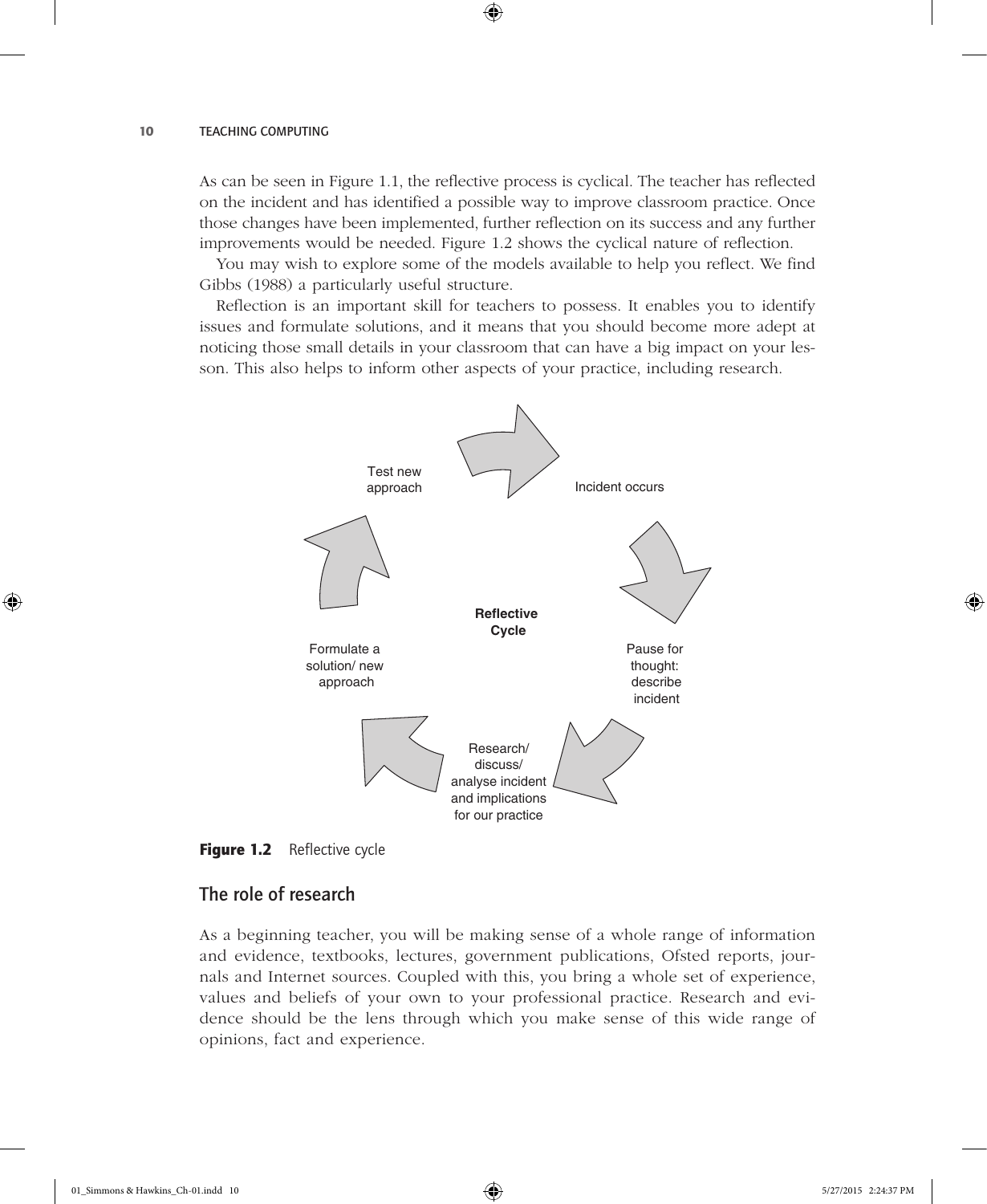As can be seen in Figure 1.1, the reflective process is cyclical. The teacher has reflected on the incident and has identified a possible way to improve classroom practice. Once those changes have been implemented, further reflection on its success and any further improvements would be needed. Figure 1.2 shows the cyclical nature of reflection.

You may wish to explore some of the models available to help you reflect. We find Gibbs (1988) a particularly useful structure.

Reflection is an important skill for teachers to possess. It enables you to identify issues and formulate solutions, and it means that you should become more adept at noticing those small details in your classroom that can have a big impact on your lesson. This also helps to inform other aspects of your practice, including research.

**Reflective Cycle**

Incident occurs

Pause for thought: describe incident

Research/ discuss/ analyse incident and implications for our practice

Formulate a solution/ new approach

Test new approach

**Figure 1.2** Reflective cycle

## The role of research

As a beginning teacher, you will be making sense of a whole range of information and evidence, textbooks, lectures, government publications, Ofsted reports, journals and Internet sources. Coupled with this, you bring a whole set of experience, values and beliefs of your own to your professional practice. Research and evidence should be the lens through which you make sense of this wide range of opinions, fact and experience.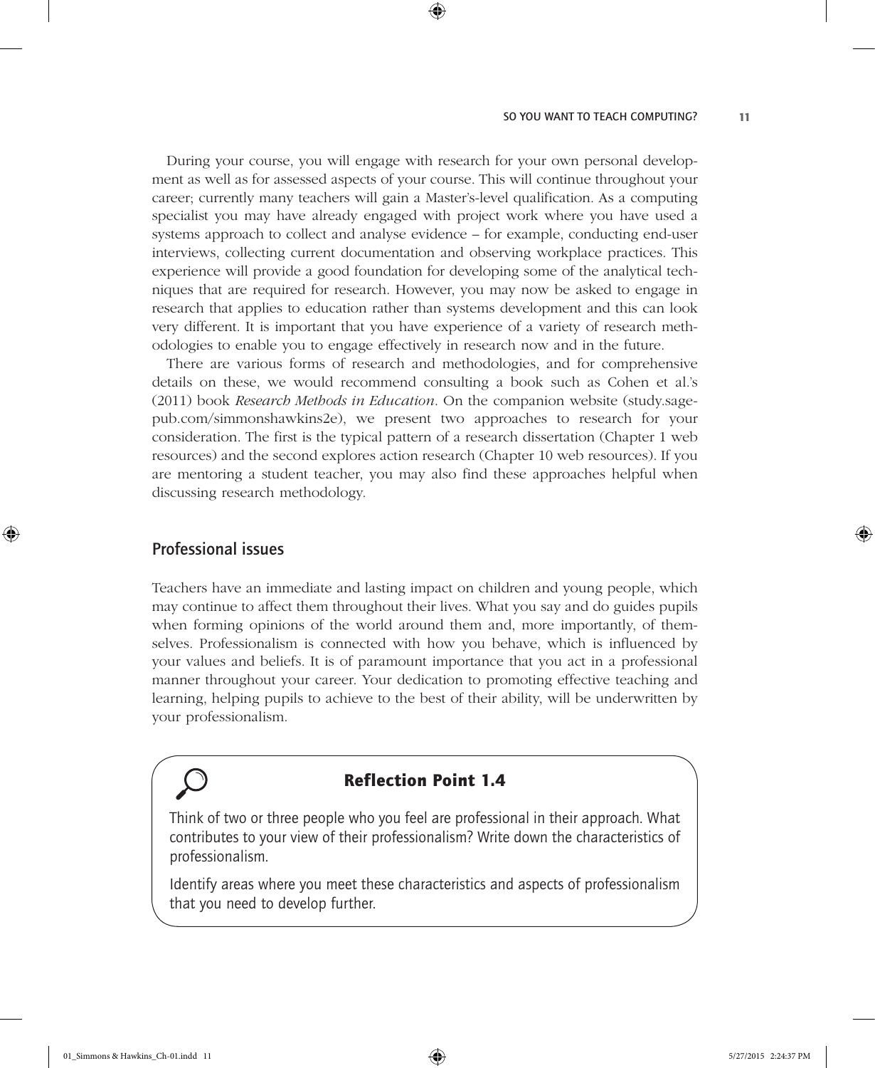During your course, you will engage with research for your own personal development as well as for assessed aspects of your course. This will continue throughout your career; currently many teachers will gain a Master's-level qualification. As a computing specialist you may have already engaged with project work where you have used a systems approach to collect and analyse evidence – for example, conducting end-user interviews, collecting current documentation and observing workplace practices. This experience will provide a good foundation for developing some of the analytical techniques that are required for research. However, you may now be asked to engage in research that applies to education rather than systems development and this can look very different. It is important that you have experience of a variety of research methodologies to enable you to engage effectively in research now and in the future.

There are various forms of research and methodologies, and for comprehensive details on these, we would recommend consulting a book such as Cohen et al.'s (2011) book *Research Methods in Education*. On the companion website (study.sagepub.com/simmonshawkins2e), we present two approaches to research for your consideration. The first is the typical pattern of a research dissertation (Chapter 1 web resources) and the second explores action research (Chapter 10 web resources). If you are mentoring a student teacher, you may also find these approaches helpful when discussing research methodology.

## Professional issues

Teachers have an immediate and lasting impact on children and young people, which may continue to affect them throughout their lives. What you say and do guides pupils when forming opinions of the world around them and, more importantly, of themselves. Professionalism is connected with how you behave, which is influenced by your values and beliefs. It is of paramount importance that you act in a professional manner throughout your career. Your dedication to promoting effective teaching and learning, helping pupils to achieve to the best of their ability, will be underwritten by your professionalism.

> **Reflection Point 1.4**
>
> Think of two or three people who you feel are professional in their approach. What contributes to your view of their professionalism? Write down the characteristics of professionalism.
>
> Identify areas where you meet these characteristics and aspects of professionalism that you need to develop further.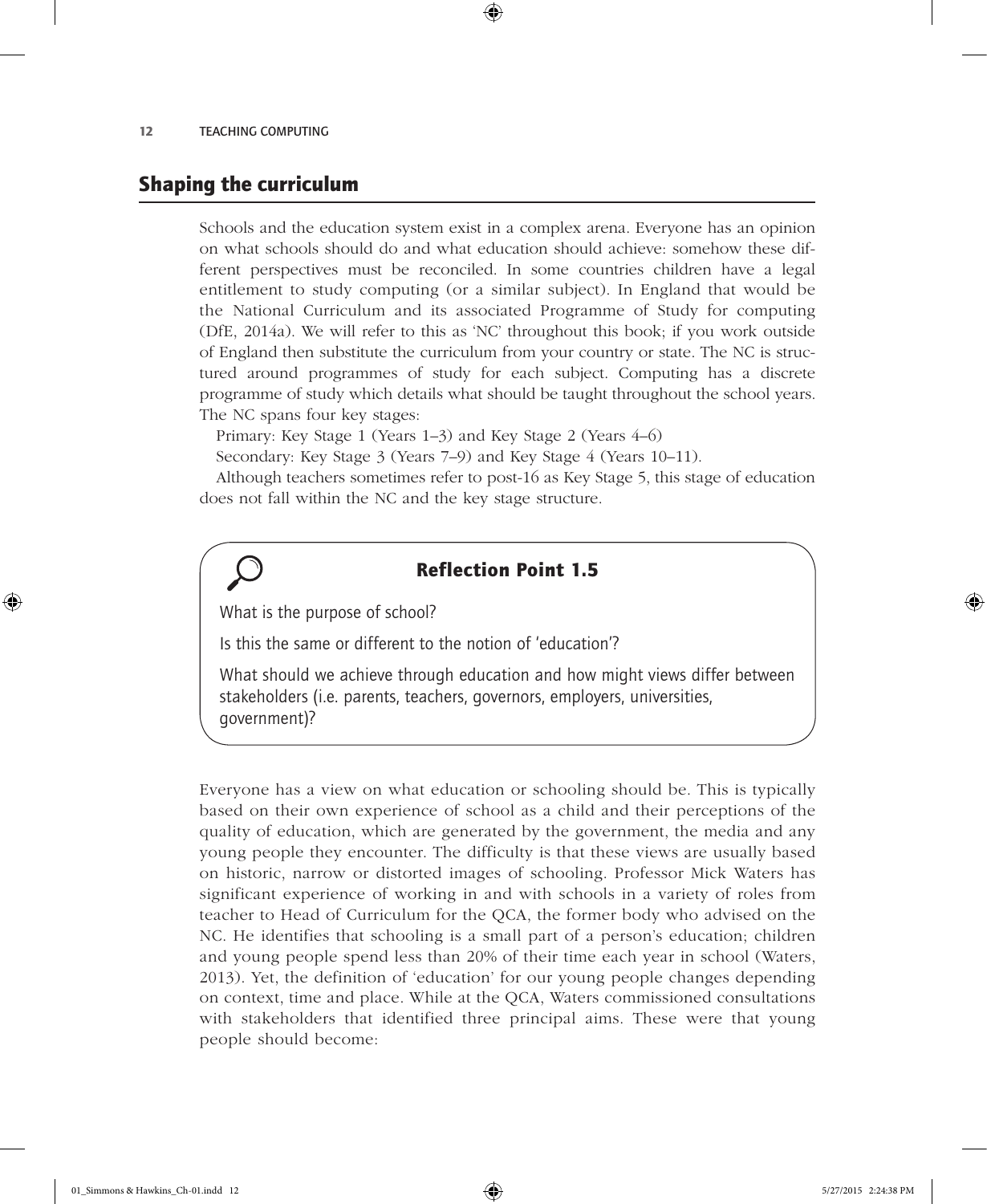## Shaping the curriculum

Schools and the education system exist in a complex arena. Everyone has an opinion on what schools should do and what education should achieve: somehow these different perspectives must be reconciled. In some countries children have a legal entitlement to study computing (or a similar subject). In England that would be the National Curriculum and its associated Programme of Study for computing (DfE, 2014a). We will refer to this as 'NC' throughout this book; if you work outside of England then substitute the curriculum from your country or state. The NC is structured around programmes of study for each subject. Computing has a discrete programme of study which details what should be taught throughout the school years. The NC spans four key stages:

Primary: Key Stage 1 (Years 1–3) and Key Stage 2 (Years 4–6)

Secondary: Key Stage 3 (Years 7–9) and Key Stage 4 (Years 10–11).

Although teachers sometimes refer to post-16 as Key Stage 5, this stage of education does not fall within the NC and the key stage structure.

### Reflection Point 1.5

What is the purpose of school?

Is this the same or different to the notion of 'education'?

What should we achieve through education and how might views differ between stakeholders (i.e. parents, teachers, governors, employers, universities, government)?

Everyone has a view on what education or schooling should be. This is typically based on their own experience of school as a child and their perceptions of the quality of education, which are generated by the government, the media and any young people they encounter. The difficulty is that these views are usually based on historic, narrow or distorted images of schooling. Professor Mick Waters has significant experience of working in and with schools in a variety of roles from teacher to Head of Curriculum for the QCA, the former body who advised on the NC. He identifies that schooling is a small part of a person's education; children and young people spend less than 20% of their time each year in school (Waters, 2013). Yet, the definition of 'education' for our young people changes depending on context, time and place. While at the QCA, Waters commissioned consultations with stakeholders that identified three principal aims. These were that young people should become: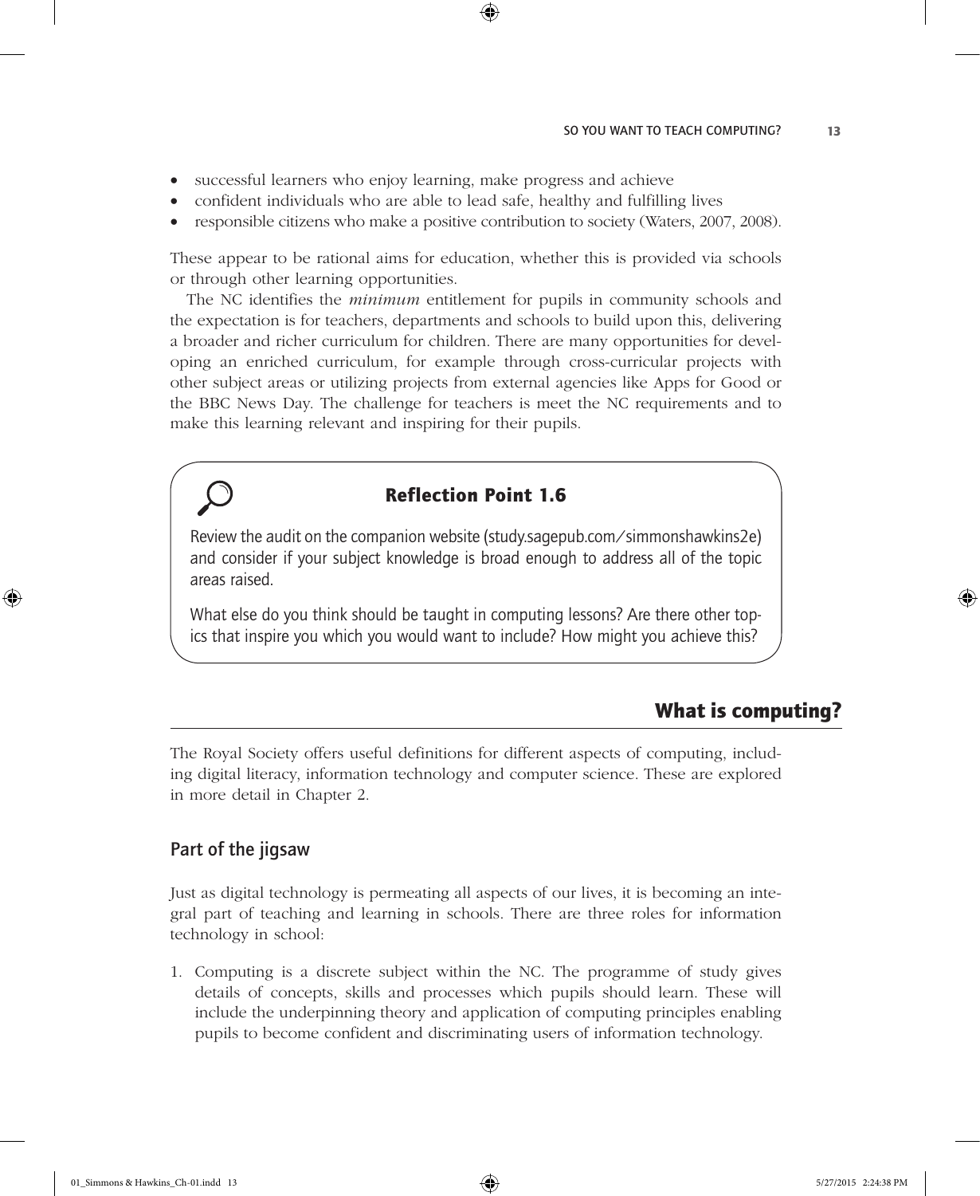- successful learners who enjoy learning, make progress and achieve
- confident individuals who are able to lead safe, healthy and fulfilling lives
- responsible citizens who make a positive contribution to society (Waters, 2007, 2008).

These appear to be rational aims for education, whether this is provided via schools or through other learning opportunities.

The NC identifies the *minimum* entitlement for pupils in community schools and the expectation is for teachers, departments and schools to build upon this, delivering a broader and richer curriculum for children. There are many opportunities for developing an enriched curriculum, for example through cross-curricular projects with other subject areas or utilizing projects from external agencies like Apps for Good or the BBC News Day. The challenge for teachers is meet the NC requirements and to make this learning relevant and inspiring for their pupils.

> **Reflection Point 1.6**
>
> Review the audit on the companion website (study.sagepub.com/simmonshawkins2e) and consider if your subject knowledge is broad enough to address all of the topic areas raised.
>
> What else do you think should be taught in computing lessons? Are there other topics that inspire you which you would want to include? How might you achieve this?

## What is computing?

The Royal Society offers useful definitions for different aspects of computing, including digital literacy, information technology and computer science. These are explored in more detail in Chapter 2.

### Part of the jigsaw

Just as digital technology is permeating all aspects of our lives, it is becoming an integral part of teaching and learning in schools. There are three roles for information technology in school:

1. Computing is a discrete subject within the NC. The programme of study gives details of concepts, skills and processes which pupils should learn. These will include the underpinning theory and application of computing principles enabling pupils to become confident and discriminating users of information technology.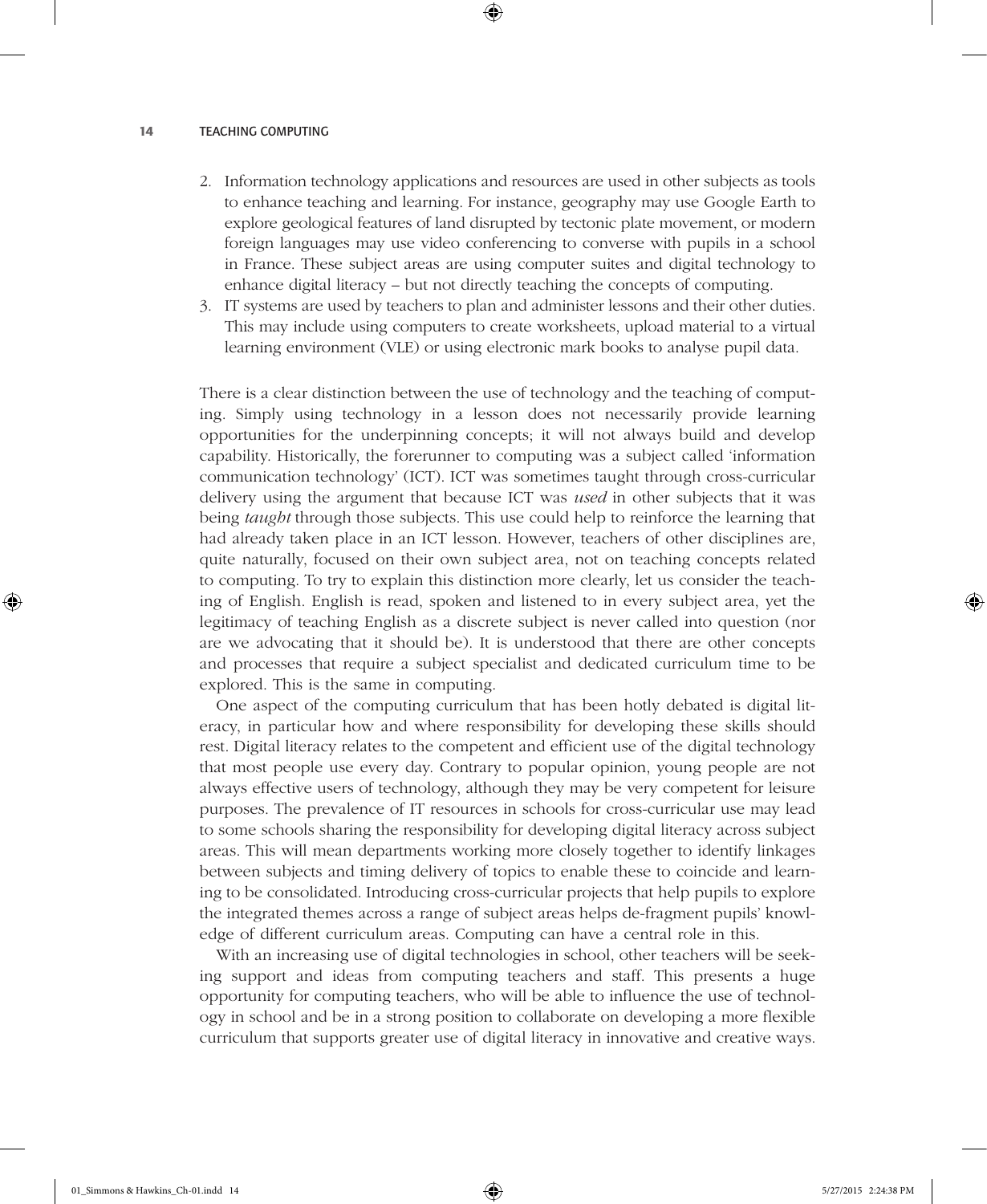2. Information technology applications and resources are used in other subjects as tools to enhance teaching and learning. For instance, geography may use Google Earth to explore geological features of land disrupted by tectonic plate movement, or modern foreign languages may use video conferencing to converse with pupils in a school in France. These subject areas are using computer suites and digital technology to enhance digital literacy – but not directly teaching the concepts of computing.
3. IT systems are used by teachers to plan and administer lessons and their other duties. This may include using computers to create worksheets, upload material to a virtual learning environment (VLE) or using electronic mark books to analyse pupil data.

There is a clear distinction between the use of technology and the teaching of computing. Simply using technology in a lesson does not necessarily provide learning opportunities for the underpinning concepts; it will not always build and develop capability. Historically, the forerunner to computing was a subject called 'information communication technology' (ICT). ICT was sometimes taught through cross-curricular delivery using the argument that because ICT was *used* in other subjects that it was being *taught* through those subjects. This use could help to reinforce the learning that had already taken place in an ICT lesson. However, teachers of other disciplines are, quite naturally, focused on their own subject area, not on teaching concepts related to computing. To try to explain this distinction more clearly, let us consider the teaching of English. English is read, spoken and listened to in every subject area, yet the legitimacy of teaching English as a discrete subject is never called into question (nor are we advocating that it should be). It is understood that there are other concepts and processes that require a subject specialist and dedicated curriculum time to be explored. This is the same in computing.

One aspect of the computing curriculum that has been hotly debated is digital literacy, in particular how and where responsibility for developing these skills should rest. Digital literacy relates to the competent and efficient use of the digital technology that most people use every day. Contrary to popular opinion, young people are not always effective users of technology, although they may be very competent for leisure purposes. The prevalence of IT resources in schools for cross-curricular use may lead to some schools sharing the responsibility for developing digital literacy across subject areas. This will mean departments working more closely together to identify linkages between subjects and timing delivery of topics to enable these to coincide and learning to be consolidated. Introducing cross-curricular projects that help pupils to explore the integrated themes across a range of subject areas helps de-fragment pupils' knowledge of different curriculum areas. Computing can have a central role in this.

With an increasing use of digital technologies in school, other teachers will be seeking support and ideas from computing teachers and staff. This presents a huge opportunity for computing teachers, who will be able to influence the use of technology in school and be in a strong position to collaborate on developing a more flexible curriculum that supports greater use of digital literacy in innovative and creative ways.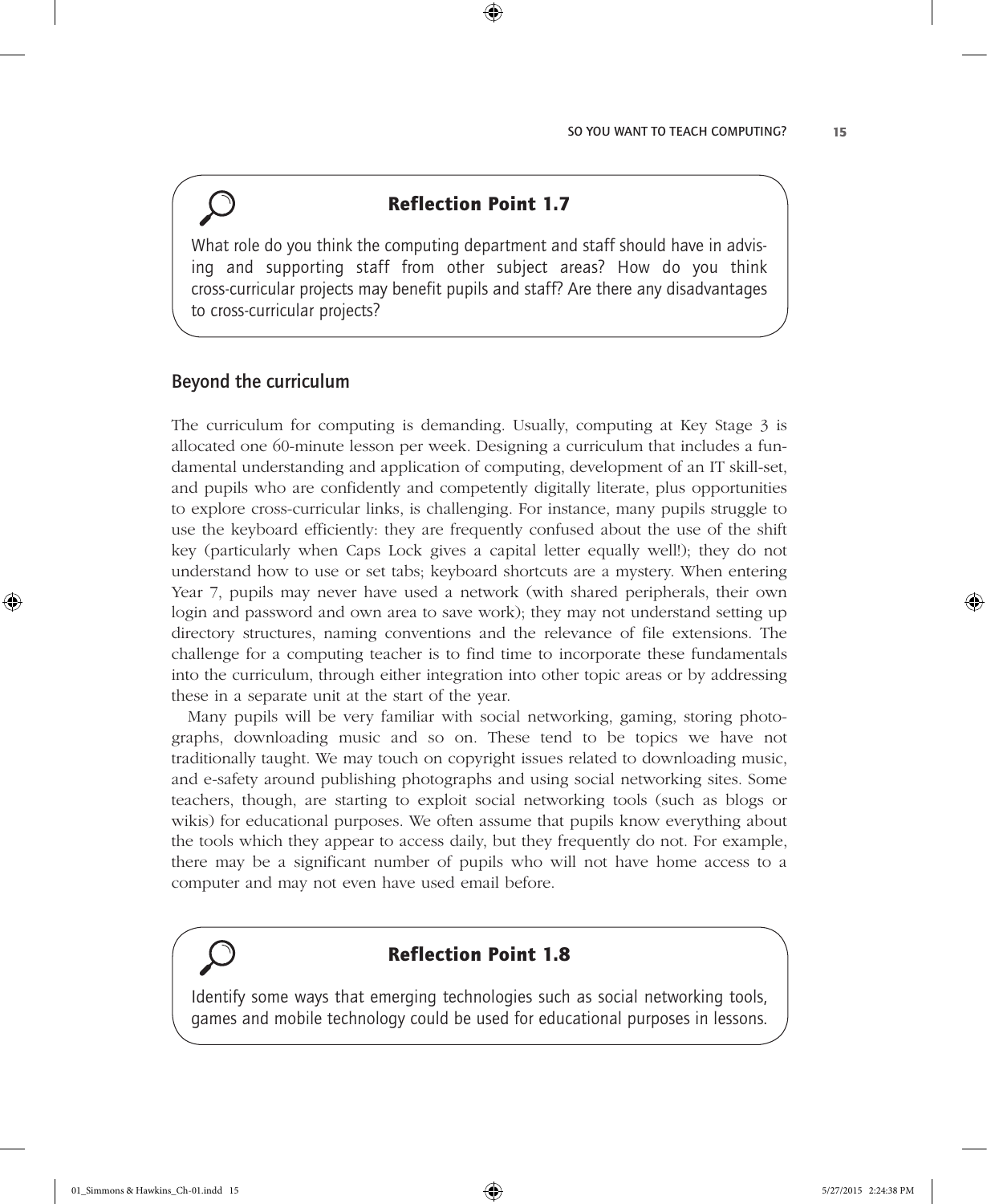### Reflection Point 1.7

What role do you think the computing department and staff should have in advising and supporting staff from other subject areas? How do you think cross-curricular projects may benefit pupils and staff? Are there any disadvantages to cross-curricular projects?

## Beyond the curriculum

The curriculum for computing is demanding. Usually, computing at Key Stage 3 is allocated one 60-minute lesson per week. Designing a curriculum that includes a fundamental understanding and application of computing, development of an IT skill-set, and pupils who are confidently and competently digitally literate, plus opportunities to explore cross-curricular links, is challenging. For instance, many pupils struggle to use the keyboard efficiently: they are frequently confused about the use of the shift key (particularly when Caps Lock gives a capital letter equally well!); they do not understand how to use or set tabs; keyboard shortcuts are a mystery. When entering Year 7, pupils may never have used a network (with shared peripherals, their own login and password and own area to save work); they may not understand setting up directory structures, naming conventions and the relevance of file extensions. The challenge for a computing teacher is to find time to incorporate these fundamentals into the curriculum, through either integration into other topic areas or by addressing these in a separate unit at the start of the year.

Many pupils will be very familiar with social networking, gaming, storing photographs, downloading music and so on. These tend to be topics we have not traditionally taught. We may touch on copyright issues related to downloading music, and e-safety around publishing photographs and using social networking sites. Some teachers, though, are starting to exploit social networking tools (such as blogs or wikis) for educational purposes. We often assume that pupils know everything about the tools which they appear to access daily, but they frequently do not. For example, there may be a significant number of pupils who will not have home access to a computer and may not even have used email before.

### Reflection Point 1.8

Identify some ways that emerging technologies such as social networking tools, games and mobile technology could be used for educational purposes in lessons.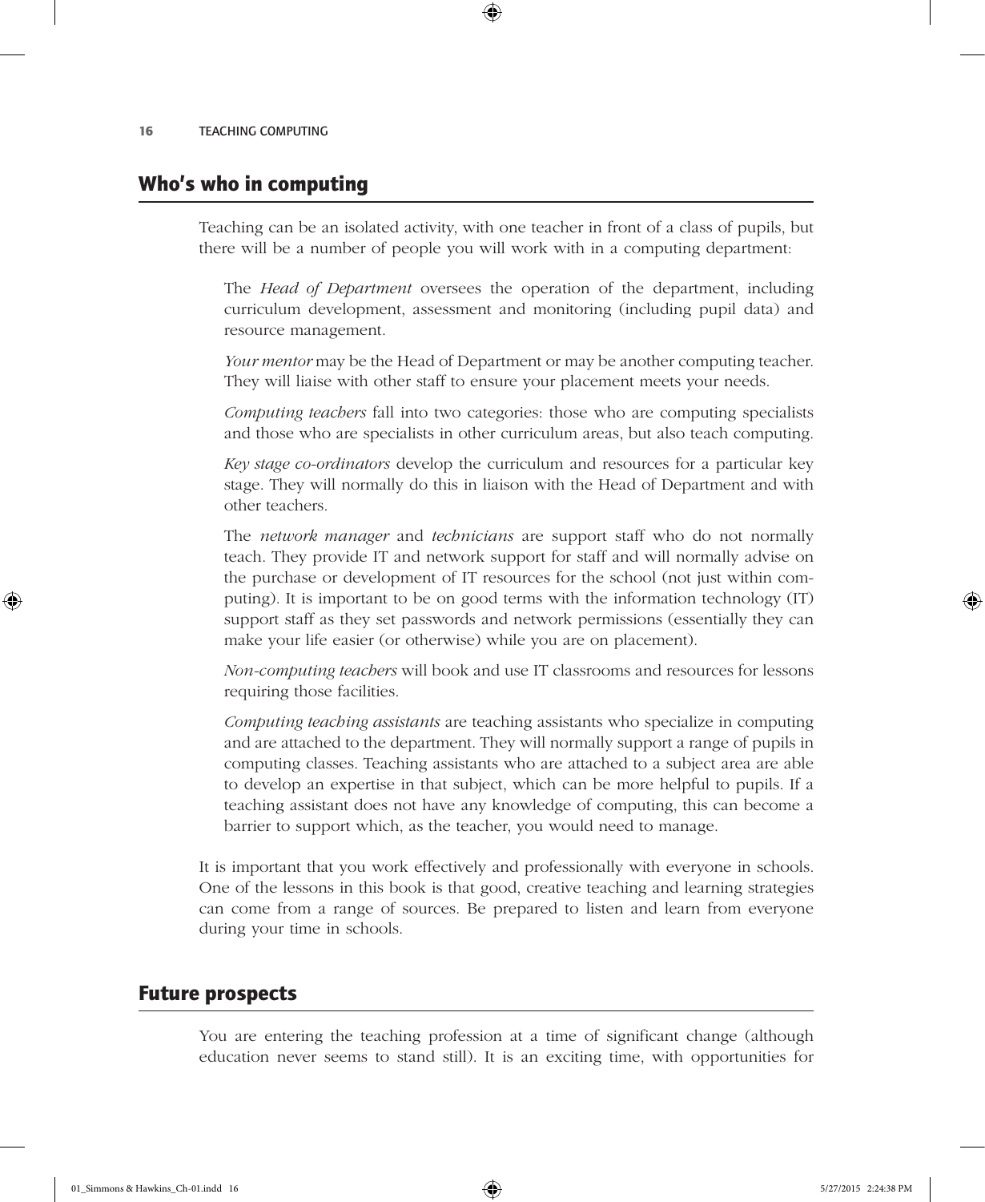## Who's who in computing

Teaching can be an isolated activity, with one teacher in front of a class of pupils, but there will be a number of people you will work with in a computing department:

The *Head of Department* oversees the operation of the department, including curriculum development, assessment and monitoring (including pupil data) and resource management.

*Your mentor* may be the Head of Department or may be another computing teacher. They will liaise with other staff to ensure your placement meets your needs.

*Computing teachers* fall into two categories: those who are computing specialists and those who are specialists in other curriculum areas, but also teach computing.

*Key stage co-ordinators* develop the curriculum and resources for a particular key stage. They will normally do this in liaison with the Head of Department and with other teachers.

The *network manager* and *technicians* are support staff who do not normally teach. They provide IT and network support for staff and will normally advise on the purchase or development of IT resources for the school (not just within computing). It is important to be on good terms with the information technology (IT) support staff as they set passwords and network permissions (essentially they can make your life easier (or otherwise) while you are on placement).

*Non-computing teachers* will book and use IT classrooms and resources for lessons requiring those facilities.

*Computing teaching assistants* are teaching assistants who specialize in computing and are attached to the department. They will normally support a range of pupils in computing classes. Teaching assistants who are attached to a subject area are able to develop an expertise in that subject, which can be more helpful to pupils. If a teaching assistant does not have any knowledge of computing, this can become a barrier to support which, as the teacher, you would need to manage.

It is important that you work effectively and professionally with everyone in schools. One of the lessons in this book is that good, creative teaching and learning strategies can come from a range of sources. Be prepared to listen and learn from everyone during your time in schools.

## Future prospects

You are entering the teaching profession at a time of significant change (although education never seems to stand still). It is an exciting time, with opportunities for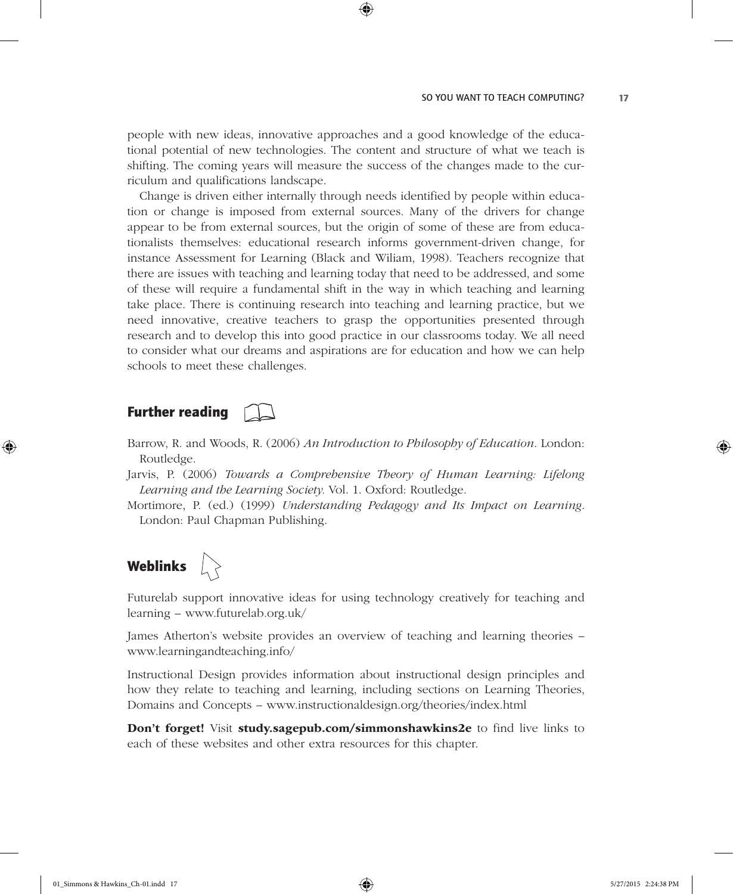people with new ideas, innovative approaches and a good knowledge of the educational potential of new technologies. The content and structure of what we teach is shifting. The coming years will measure the success of the changes made to the curriculum and qualifications landscape.

Change is driven either internally through needs identified by people within education or change is imposed from external sources. Many of the drivers for change appear to be from external sources, but the origin of some of these are from educationalists themselves: educational research informs government-driven change, for instance Assessment for Learning (Black and Wiliam, 1998). Teachers recognize that there are issues with teaching and learning today that need to be addressed, and some of these will require a fundamental shift in the way in which teaching and learning take place. There is continuing research into teaching and learning practice, but we need innovative, creative teachers to grasp the opportunities presented through research and to develop this into good practice in our classrooms today. We all need to consider what our dreams and aspirations are for education and how we can help schools to meet these challenges.

## Further reading

Barrow, R. and Woods, R. (2006) *An Introduction to Philosophy of Education*. London: Routledge.

Jarvis, P. (2006) *Towards a Comprehensive Theory of Human Learning: Lifelong Learning and the Learning Society.* Vol. 1. Oxford: Routledge.

Mortimore, P. (ed.) (1999) *Understanding Pedagogy and Its Impact on Learning*. London: Paul Chapman Publishing.

## Weblinks

Futurelab support innovative ideas for using technology creatively for teaching and learning – www.futurelab.org.uk/

James Atherton's website provides an overview of teaching and learning theories – www.learningandteaching.info/

Instructional Design provides information about instructional design principles and how they relate to teaching and learning, including sections on Learning Theories, Domains and Concepts – www.instructionaldesign.org/theories/index.html

**Don't forget!** Visit **study.sagepub.com/simmonshawkins2e** to find live links to each of these websites and other extra resources for this chapter.